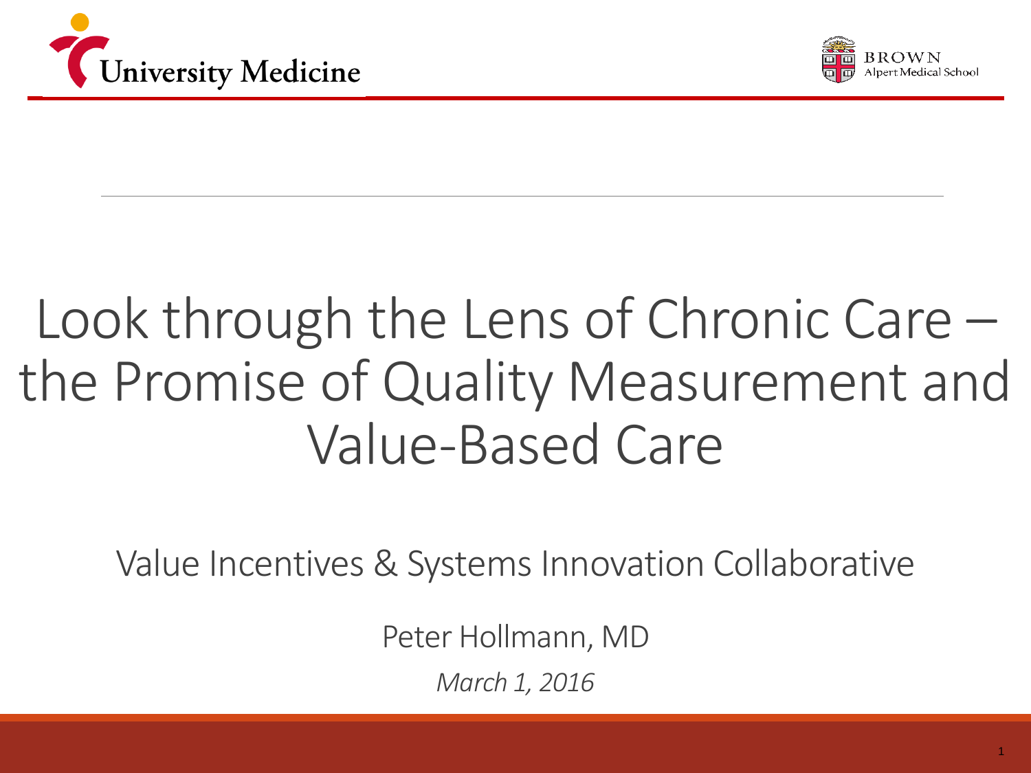University Medicine

BROWN Alpert Medical School

# Look through the Lens of Chronic Care – the Promise of Quality Measurement and Value-Based Care

Value Incentives & Systems Innovation Collaborative

Peter Hollmann, MD

*March 1, 2016*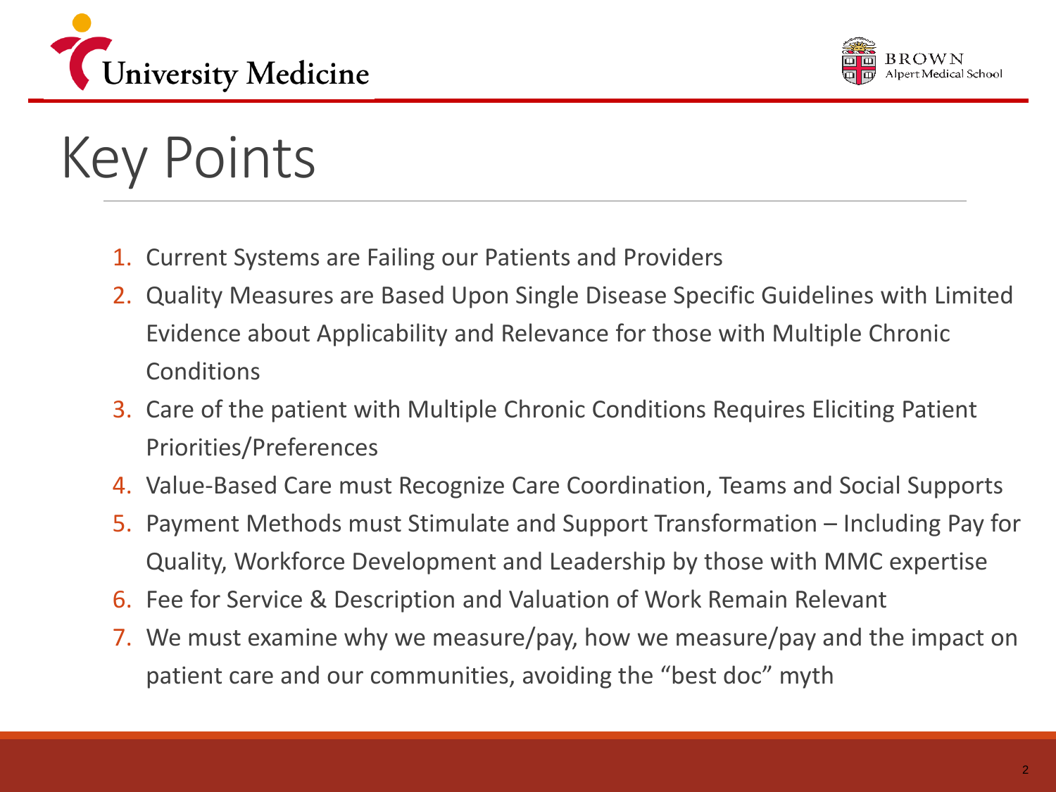# Key Points

1. Current Systems are Failing our Patients and Providers
2. Quality Measures are Based Upon Single Disease Specific Guidelines with Limited Evidence about Applicability and Relevance for those with Multiple Chronic Conditions
3. Care of the patient with Multiple Chronic Conditions Requires Eliciting Patient Priorities/Preferences
4. Value-Based Care must Recognize Care Coordination, Teams and Social Supports
5. Payment Methods must Stimulate and Support Transformation – Including Pay for Quality, Workforce Development and Leadership by those with MMC expertise
6. Fee for Service & Description and Valuation of Work Remain Relevant
7. We must examine why we measure/pay, how we measure/pay and the impact on patient care and our communities, avoiding the "best doc" myth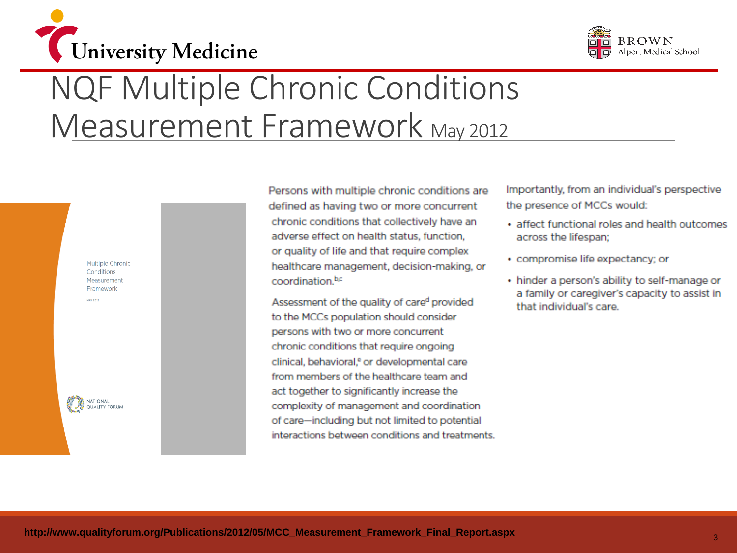# NQF Multiple Chronic Conditions Measurement Framework May 2012

Multiple Chronic Conditions Measurement Framework

MAY 2012

NATIONAL QUALITY FORUM

Persons with multiple chronic conditions are defined as having two or more concurrent chronic conditions that collectively have an adverse effect on health status, function, or quality of life and that require complex healthcare management, decision-making, or coordination.[b,c]

Assessment of the quality of care[d] provided to the MCCs population should consider persons with two or more concurrent chronic conditions that require ongoing clinical, behavioral,[e] or developmental care from members of the healthcare team and act together to significantly increase the complexity of management and coordination of care—including but not limited to potential interactions between conditions and treatments.

Importantly, from an individual's perspective the presence of MCCs would:

- affect functional roles and health outcomes across the lifespan;
- compromise life expectancy; or
- hinder a person's ability to self-manage or a family or caregiver's capacity to assist in that individual's care.

http://www.qualityforum.org/Publications/2012/05/MCC_Measurement_Framework_Final_Report.aspx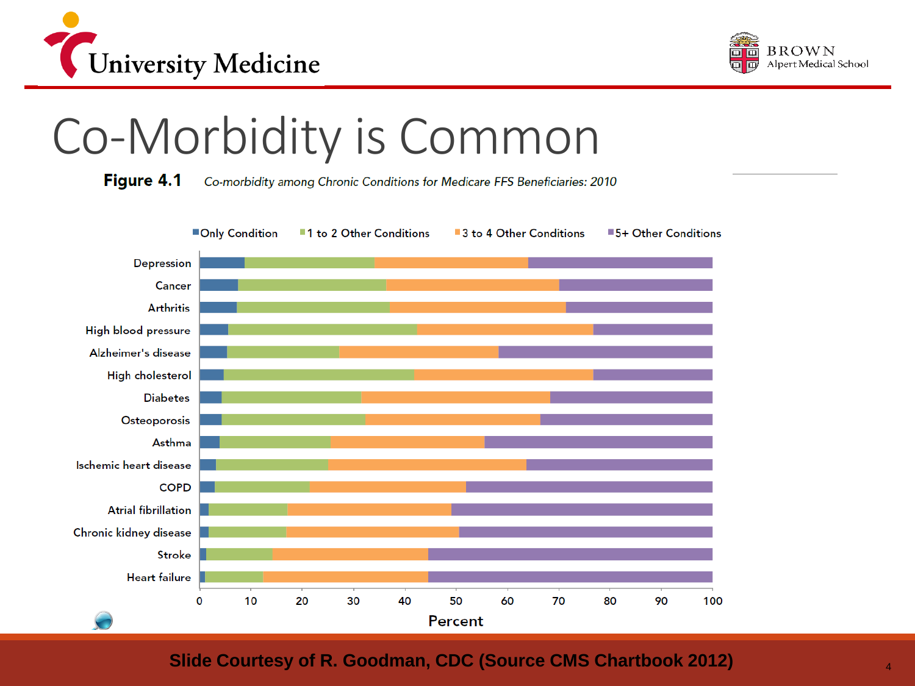# Co-Morbidity is Common

**Figure 4.1** *Co-morbidity among Chronic Conditions for Medicare FFS Beneficiaries: 2010*

Only Condition | 1 to 2 Other Conditions | 3 to 4 Other Conditions | 5+ Other Conditions

Depression
Cancer
Arthritis
High blood pressure
Alzheimer's disease
High cholesterol
Diabetes
Osteoporosis
Asthma
Ischemic heart disease
COPD
Atrial fibrillation
Chronic kidney disease
Stroke
Heart failure

0 10 20 30 40 50 60 70 80 90 100

Percent

Slide Courtesy of R. Goodman, CDC (Source CMS Chartbook 2012)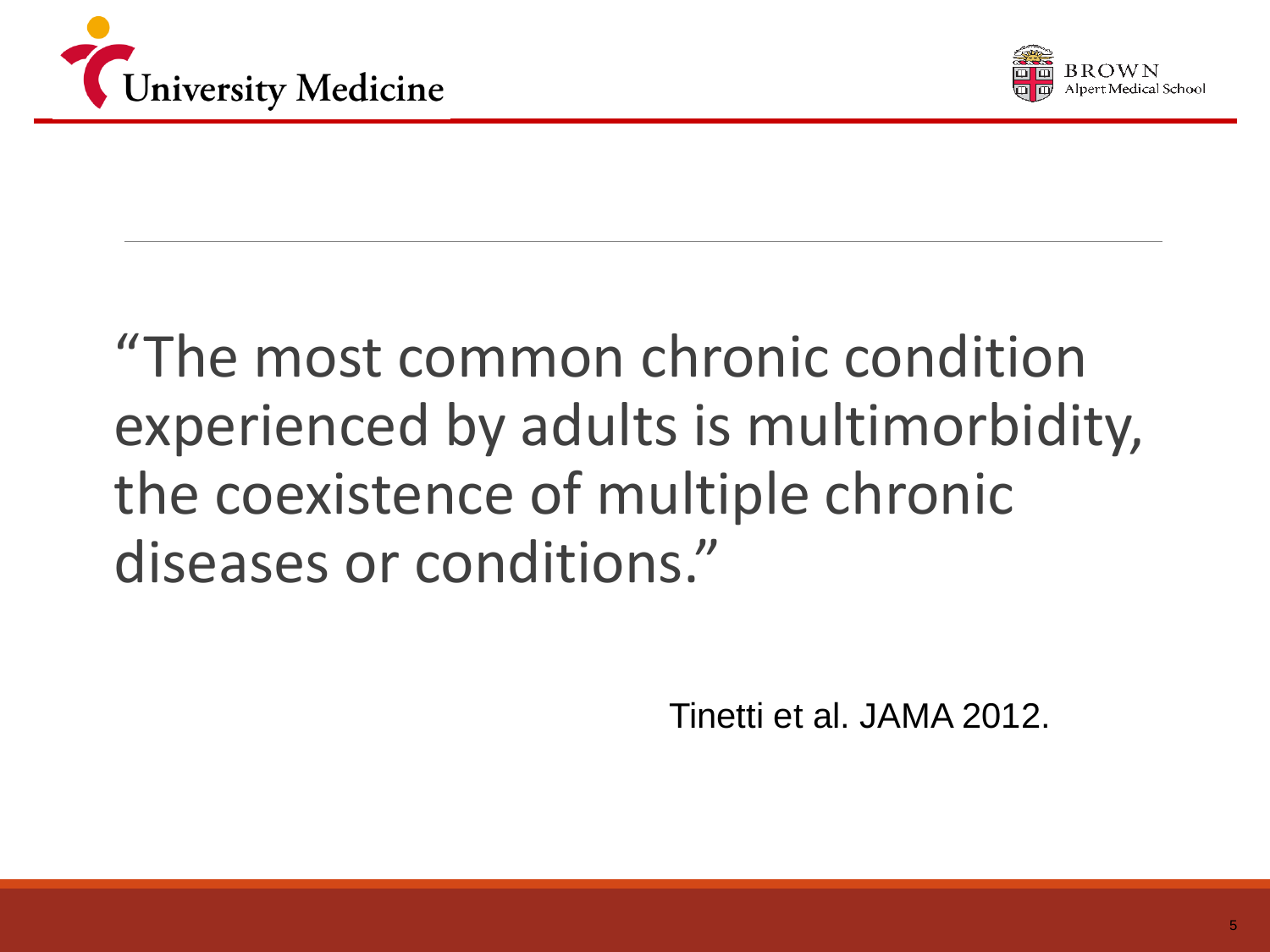"The most common chronic condition experienced by adults is multimorbidity, the coexistence of multiple chronic diseases or conditions."

Tinetti et al. JAMA 2012.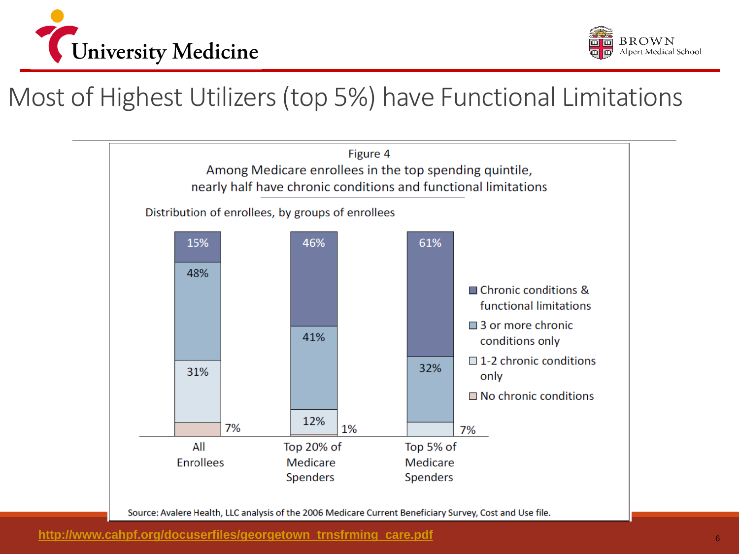# Most of Highest Utilizers (top 5%) have Functional Limitations

Figure 4
Among Medicare enrollees in the top spending quintile, nearly half have chronic conditions and functional limitations

Distribution of enrollees, by groups of enrollees

| | All Enrollees | Top 20% of Medicare Spenders | Top 5% of Medicare Spenders |
|---|---|---|---|
| Chronic conditions & functional limitations | 15% | 46% | 61% |
| 3 or more chronic conditions only | 48% | 41% | 32% |
| 1-2 chronic conditions only | 31% | 12% | 7% |
| No chronic conditions | 7% | 1% | |

Source: Avalere Health, LLC analysis of the 2006 Medicare Current Beneficiary Survey, Cost and Use file.

http://www.cahpf.org/docuserfiles/georgetown_trnsfrming_care.pdf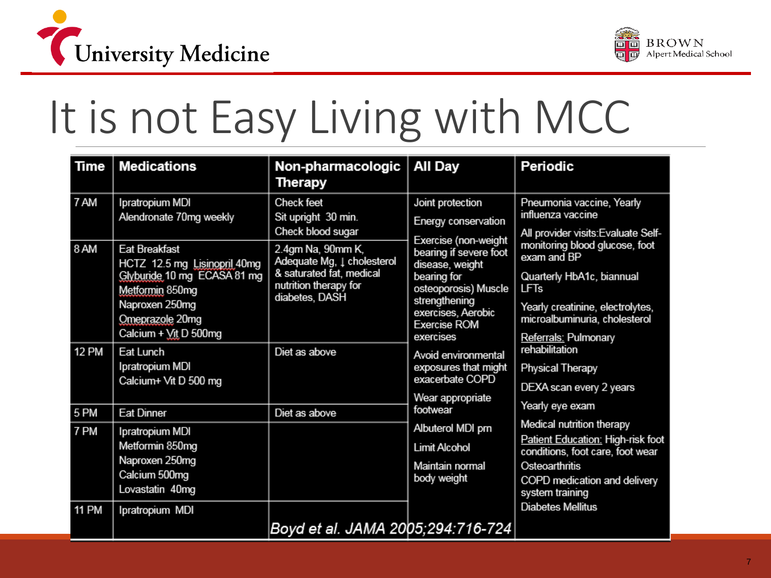# It is not Easy Living with MCC

| Time | Medications | Non-pharmacologic Therapy | All Day | Periodic |
|---|---|---|---|---|
| 7 AM | Ipratropium MDI<br>Alendronate 70mg weekly | Check feet<br>Sit upright 30 min.<br>Check blood sugar | Joint protection<br>Energy conservation<br>Exercise (non-weight bearing if severe foot disease, weight bearing for osteoporosis) Muscle strengthening exercises, Aerobic Exercise ROM exercises<br>Avoid environmental exposures that might exacerbate COPD<br>Wear appropriate footwear<br>Albuterol MDI prn<br>Limit Alcohol<br>Maintain normal body weight | Pneumonia vaccine, Yearly influenza vaccine<br>All provider visits: Evaluate Self-monitoring blood glucose, foot exam and BP<br>Quarterly HbA1c, biannual LFTs<br>Yearly creatinine, electrolytes, microalbuminuria, cholesterol<br>Referrals: Pulmonary rehabilitation<br>Physical Therapy<br>DEXA scan every 2 years<br>Yearly eye exam<br>Medical nutrition therapy<br>Patient Education: High-risk foot conditions, foot care, foot wear<br>Osteoarthritis<br>COPD medication and delivery system training<br>Diabetes Mellitus |
| 8 AM | Eat Breakfast<br>HCTZ 12.5 mg Lisinopril 40mg<br>Glyburide 10 mg ECASA 81 mg<br>Metformin 850mg<br>Naproxen 250mg<br>Omeprazole 20mg<br>Calcium + Vit D 500mg | 2.4gm Na, 90mm K, Adequate Mg, ↓ cholesterol & saturated fat, medical nutrition therapy for diabetes, DASH | | |
| 12 PM | Eat Lunch<br>Ipratropium MDI<br>Calcium+ Vit D 500 mg | Diet as above | | |
| 5 PM | Eat Dinner | Diet as above | | |
| 7 PM | Ipratropium MDI<br>Metformin 850mg<br>Naproxen 250mg<br>Calcium 500mg<br>Lovastatin 40mg | | | |
| 11 PM | Ipratropium MDI | | | |

*Boyd et al. JAMA 2005;294:716-724*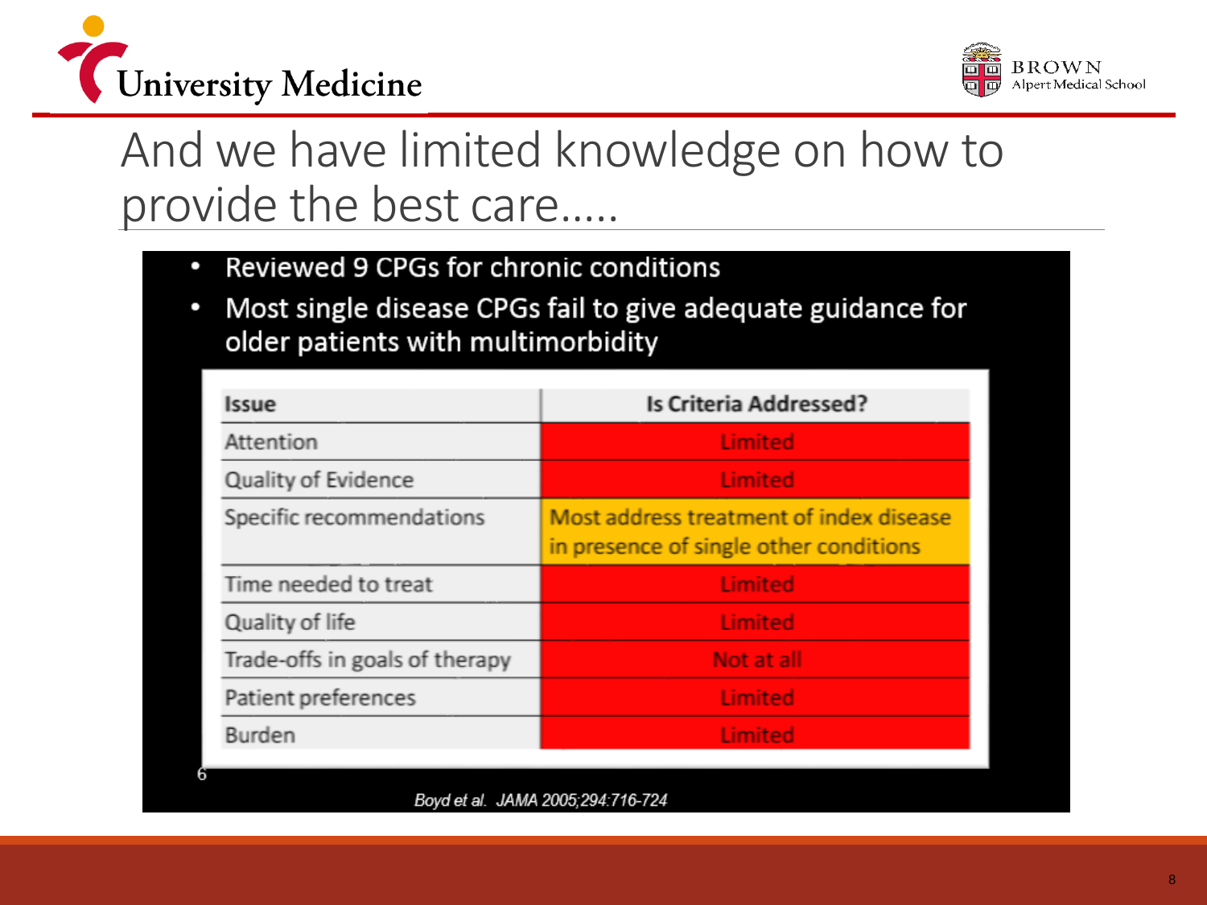# And we have limited knowledge on how to provide the best care.....

- Reviewed 9 CPGs for chronic conditions
- Most single disease CPGs fail to give adequate guidance for older patients with multimorbidity

| Issue | Is Criteria Addressed? |
|---|---|
| Attention | Limited |
| Quality of Evidence | Limited |
| Specific recommendations | Most address treatment of index disease in presence of single other conditions |
| Time needed to treat | Limited |
| Quality of life | Limited |
| Trade-offs in goals of therapy | Not at all |
| Patient preferences | Limited |
| Burden | Limited |

6

*Boyd et al. JAMA 2005;294:716-724*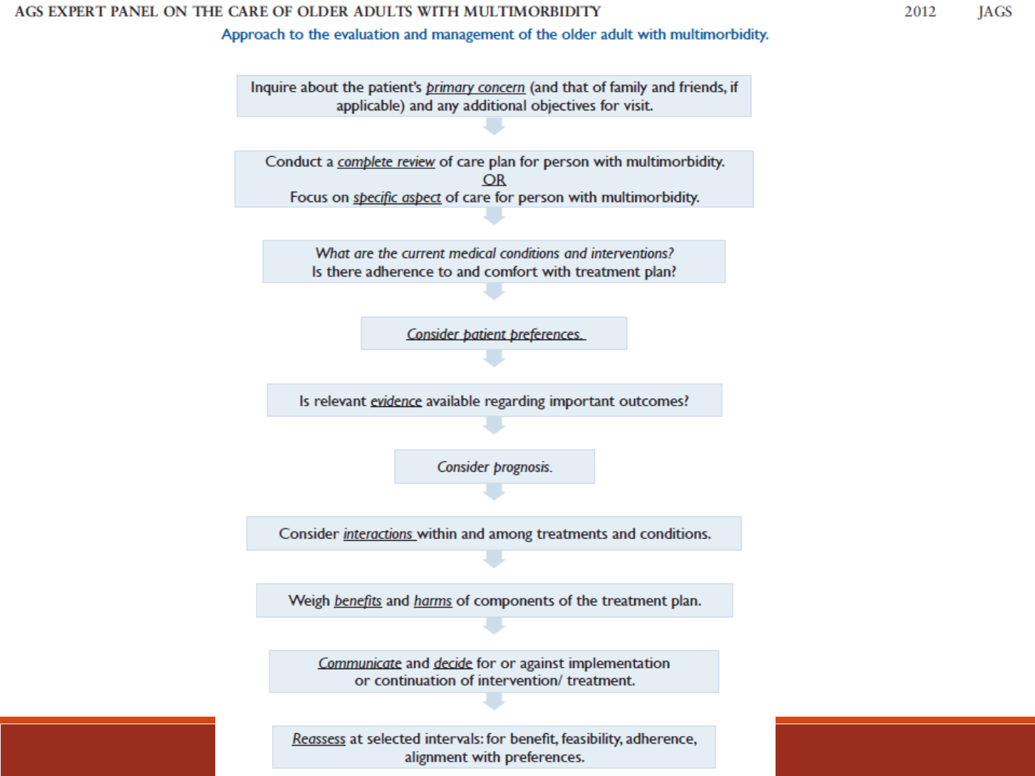AGS EXPERT PANEL ON THE CARE OF OLDER ADULTS WITH MULTIMORBIDITY 2012 JAGS

## Approach to the evaluation and management of the older adult with multimorbidity.

Inquire about the patient's *primary concern* (and that of family and friends, if applicable) and any additional objectives for visit.

↓

Conduct a *complete review* of care plan for person with multimorbidity.
OR
Focus on *specific aspect* of care for person with multimorbidity.

↓

*What are the current medical conditions and interventions?*
Is there adherence to and comfort with treatment plan?

↓

*Consider patient preferences.*

↓

Is relevant *evidence* available regarding important outcomes?

↓

*Consider prognosis.*

↓

Consider *interactions* within and among treatments and conditions.

↓

Weigh *benefits* and *harms* of components of the treatment plan.

↓

*Communicate* and *decide* for or against implementation or continuation of intervention/ treatment.

↓

*Reassess* at selected intervals: for benefit, feasibility, adherence, alignment with preferences.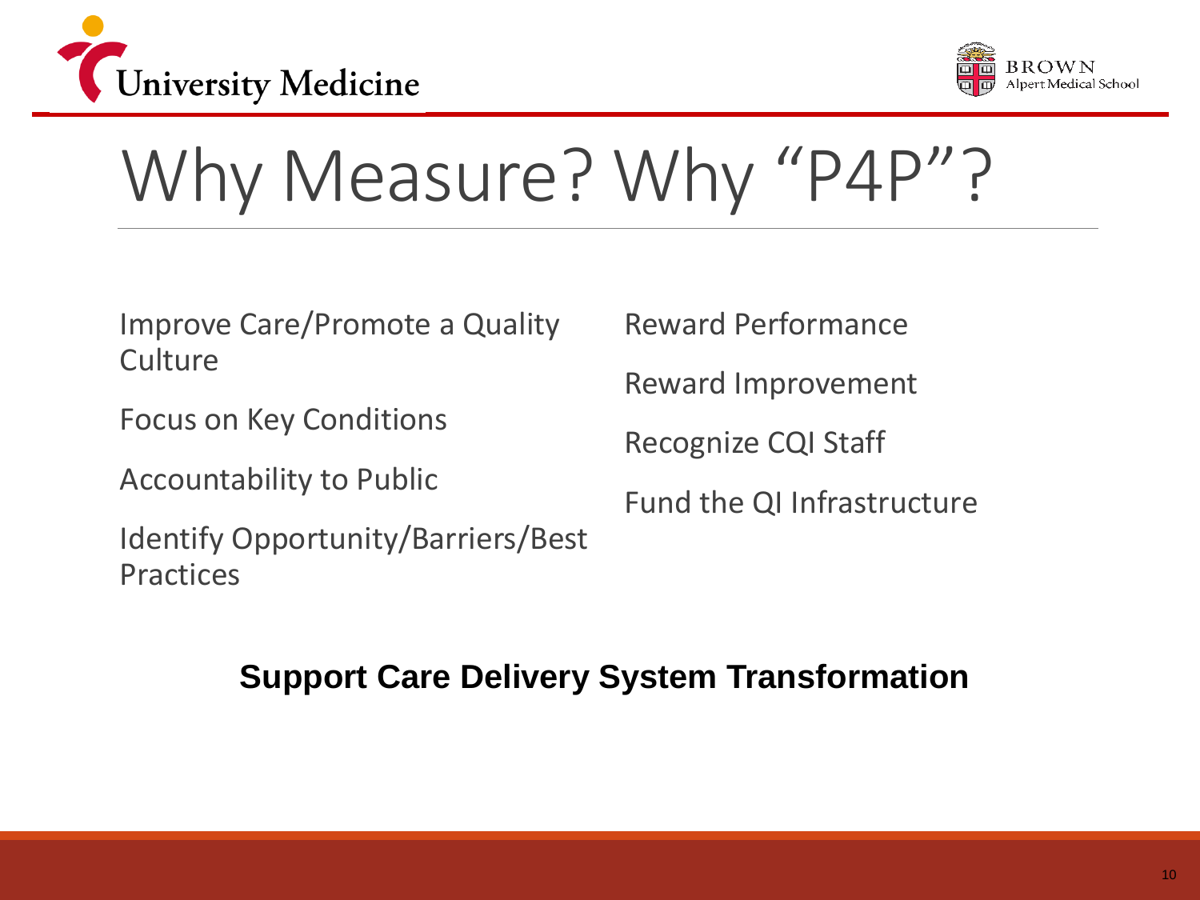# Why Measure? Why "P4P"?

Improve Care/Promote a Quality Culture

Focus on Key Conditions

Accountability to Public

Identify Opportunity/Barriers/Best Practices

Reward Performance

Reward Improvement

Recognize CQI Staff

Fund the QI Infrastructure

**Support Care Delivery System Transformation**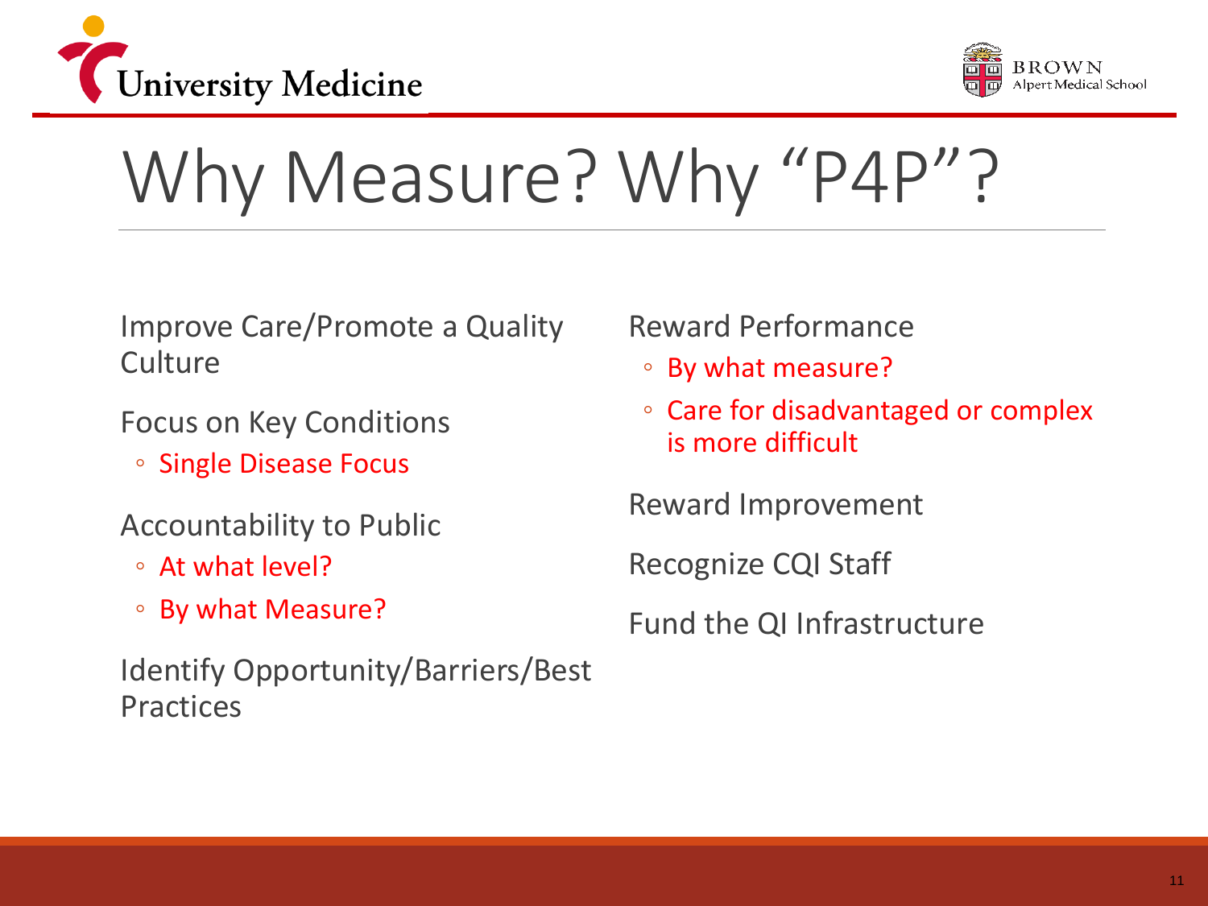# Why Measure? Why "P4P"?

Improve Care/Promote a Quality Culture

Focus on Key Conditions

- Single Disease Focus

Accountability to Public

- At what level?
- By what Measure?

Identify Opportunity/Barriers/Best Practices

Reward Performance

- By what measure?
- Care for disadvantaged or complex is more difficult

Reward Improvement

Recognize CQI Staff

Fund the QI Infrastructure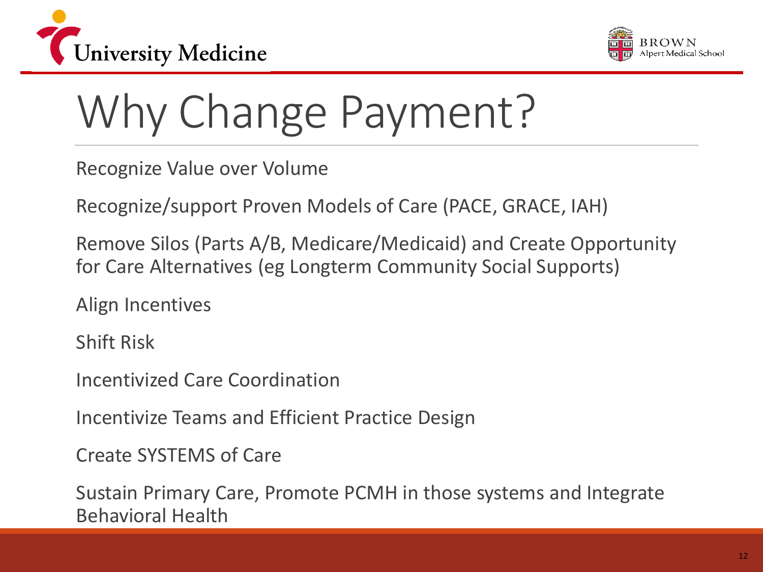# Why Change Payment?

Recognize Value over Volume

Recognize/support Proven Models of Care (PACE, GRACE, IAH)

Remove Silos (Parts A/B, Medicare/Medicaid) and Create Opportunity for Care Alternatives (eg Longterm Community Social Supports)

Align Incentives

Shift Risk

Incentivized Care Coordination

Incentivize Teams and Efficient Practice Design

Create SYSTEMS of Care

Sustain Primary Care, Promote PCMH in those systems and Integrate Behavioral Health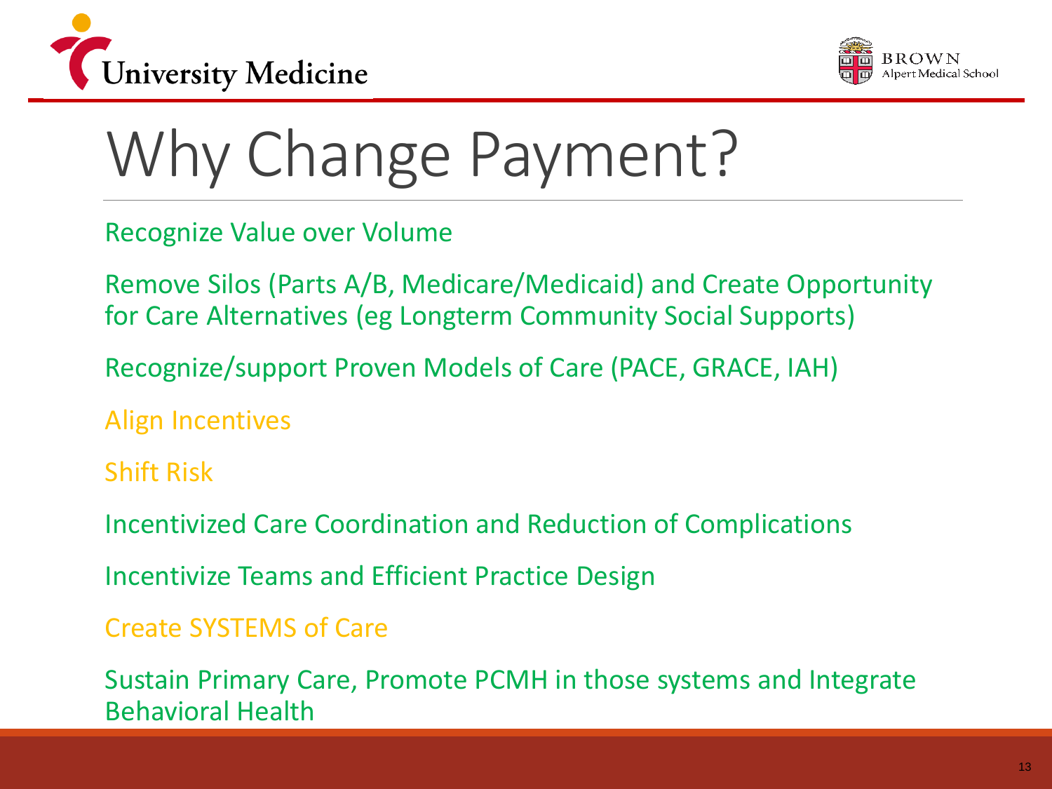# Why Change Payment?

Recognize Value over Volume

Remove Silos (Parts A/B, Medicare/Medicaid) and Create Opportunity for Care Alternatives (eg Longterm Community Social Supports)

Recognize/support Proven Models of Care (PACE, GRACE, IAH)

Align Incentives

Shift Risk

Incentivized Care Coordination and Reduction of Complications

Incentivize Teams and Efficient Practice Design

Create SYSTEMS of Care

Sustain Primary Care, Promote PCMH in those systems and Integrate Behavioral Health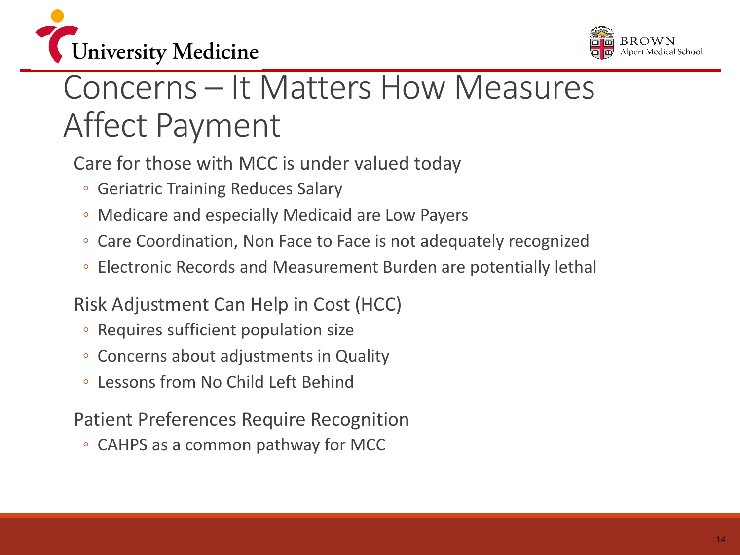# Concerns – It Matters How Measures Affect Payment

Care for those with MCC is under valued today

- Geriatric Training Reduces Salary
- Medicare and especially Medicaid are Low Payers
- Care Coordination, Non Face to Face is not adequately recognized
- Electronic Records and Measurement Burden are potentially lethal

Risk Adjustment Can Help in Cost (HCC)

- Requires sufficient population size
- Concerns about adjustments in Quality
- Lessons from No Child Left Behind

Patient Preferences Require Recognition

- CAHPS as a common pathway for MCC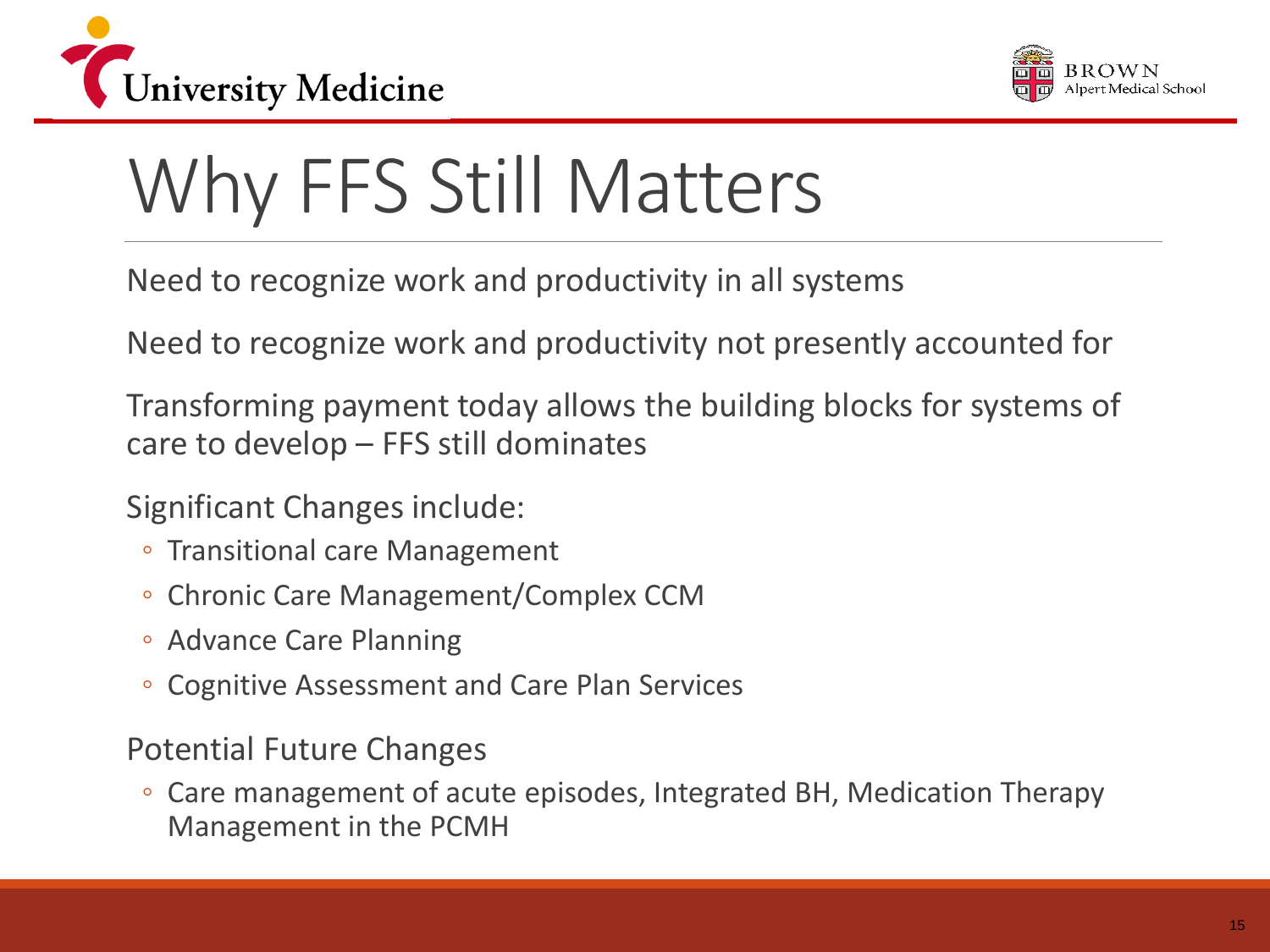# Why FFS Still Matters

Need to recognize work and productivity in all systems

Need to recognize work and productivity not presently accounted for

Transforming payment today allows the building blocks for systems of care to develop – FFS still dominates

Significant Changes include:

- Transitional care Management
- Chronic Care Management/Complex CCM
- Advance Care Planning
- Cognitive Assessment and Care Plan Services

Potential Future Changes

- Care management of acute episodes, Integrated BH, Medication Therapy Management in the PCMH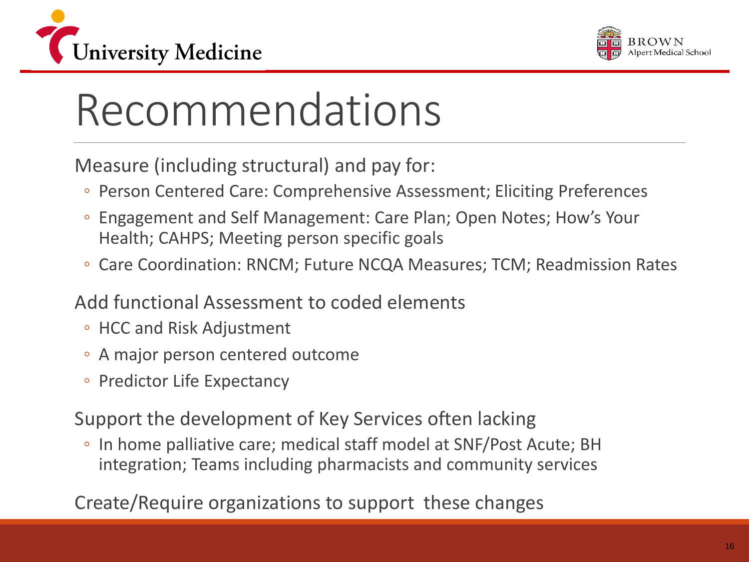# Recommendations

Measure (including structural) and pay for:

- Person Centered Care: Comprehensive Assessment; Eliciting Preferences
- Engagement and Self Management: Care Plan; Open Notes; How's Your Health; CAHPS; Meeting person specific goals
- Care Coordination: RNCM; Future NCQA Measures; TCM; Readmission Rates

Add functional Assessment to coded elements

- HCC and Risk Adjustment
- A major person centered outcome
- Predictor Life Expectancy

Support the development of Key Services often lacking

- In home palliative care; medical staff model at SNF/Post Acute; BH integration; Teams including pharmacists and community services

Create/Require organizations to support these changes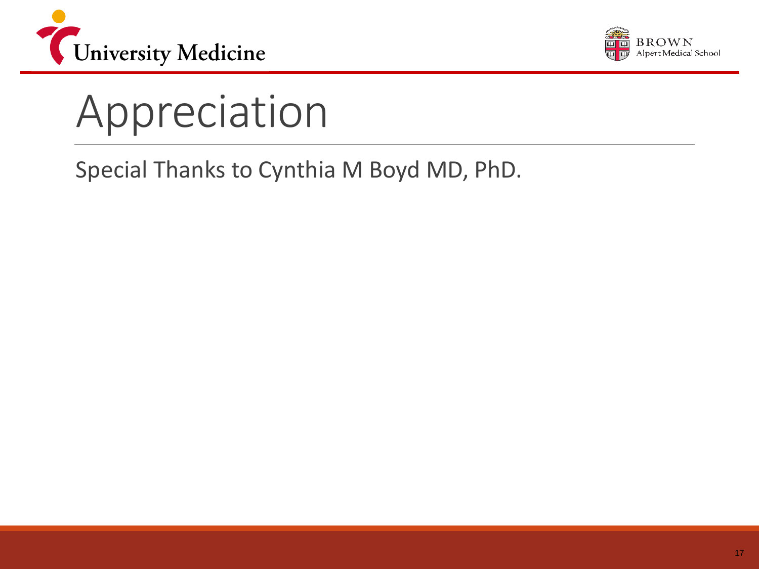# Appreciation

Special Thanks to Cynthia M Boyd MD, PhD.